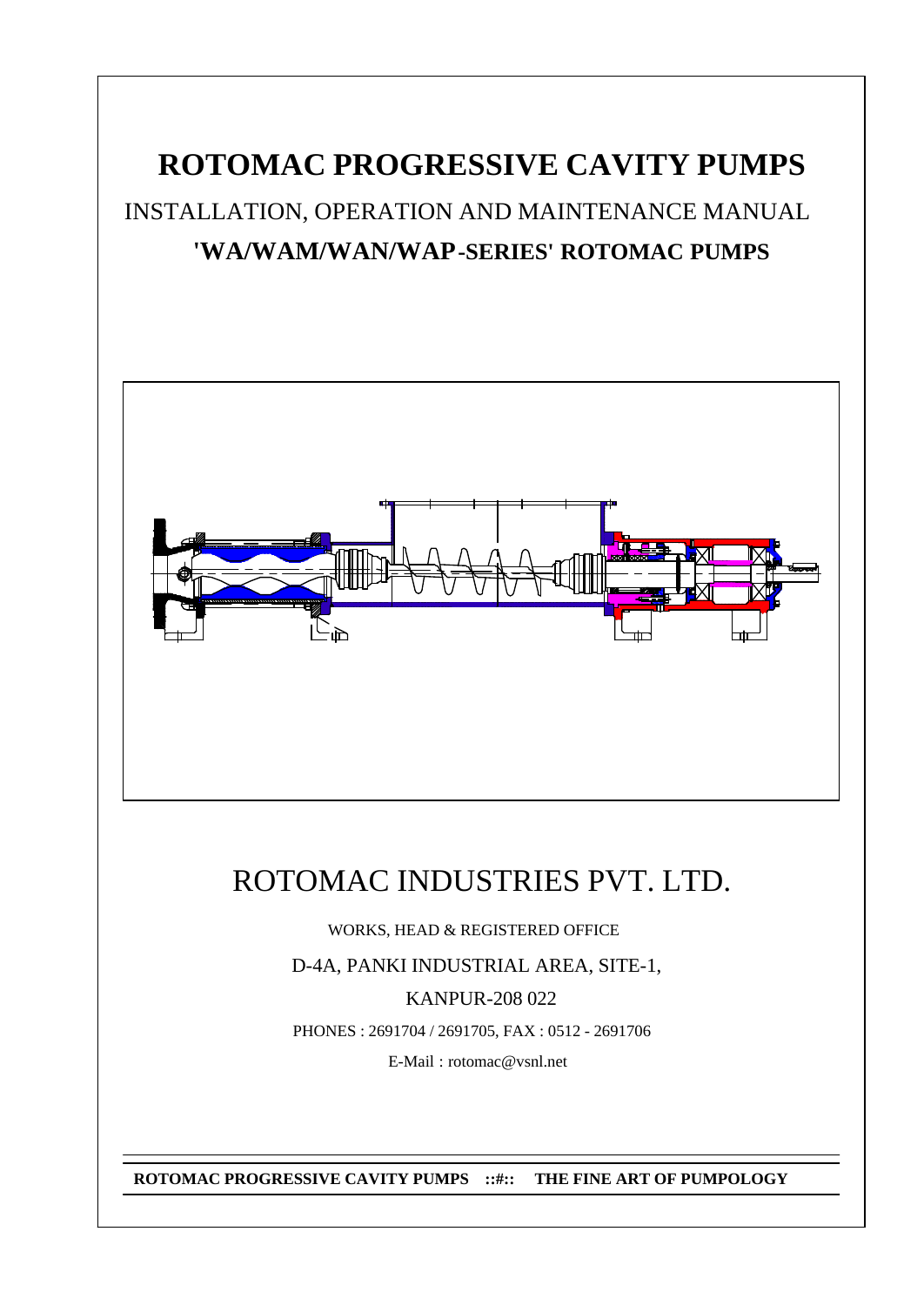# ROTOMAC PROGRESSIVE CAVITY PUMPS

## INSTALLATION, OPERATION AND MAINTENANCE MANUAL

## 'WA/WAM/WAN/WAP-SERIES' ROTOMAC PUMPS

# ROTOMAC INDUSTRIES PVT. LTD.

WORKS, HEAD & REGISTERED OFFICE

D-4A, PANKI INDUSTRIAL AREA, SITE-1,

KANPUR-208 022

PHONES : 2691704 / 2691705, FAX : 0512 - 2691706

E-Mail : rotomac@vsnl.net

**ROTOMAC PROGRESSIVE CAVITY PUMPS ::#:: THE FINE ART OF PUMPOLOGY**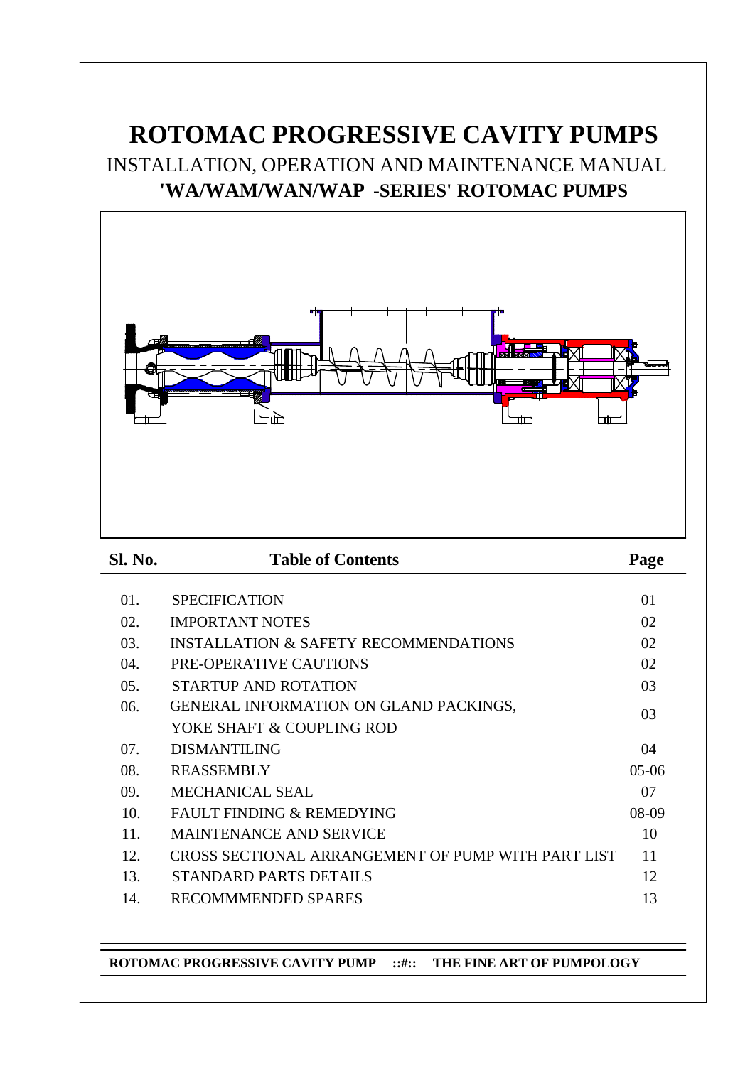# ROTOMAC PROGRESSIVE CAVITY PUMPS

## INSTALLATION, OPERATION AND MAINTENANCE MANUAL

## 'WA/WAM/WAN/WAP -SERIES' ROTOMAC PUMPS

| Sl. No. | Table of Contents | Page |
|---|---|---|
| 01. | SPECIFICATION | 01 |
| 02. | IMPORTANT NOTES | 02 |
| 03. | INSTALLATION & SAFETY RECOMMENDATIONS | 02 |
| 04. | PRE-OPERATIVE CAUTIONS | 02 |
| 05. | STARTUP AND ROTATION | 03 |
| 06. | GENERAL INFORMATION ON GLAND PACKINGS, YOKE SHAFT & COUPLING ROD | 03 |
| 07. | DISMANTILING | 04 |
| 08. | REASSEMBLY | 05-06 |
| 09. | MECHANICAL SEAL | 07 |
| 10. | FAULT FINDING & REMEDYING | 08-09 |
| 11. | MAINTENANCE AND SERVICE | 10 |
| 12. | CROSS SECTIONAL ARRANGEMENT OF PUMP WITH PART LIST | 11 |
| 13. | STANDARD PARTS DETAILS | 12 |
| 14. | RECOMMMENDED SPARES | 13 |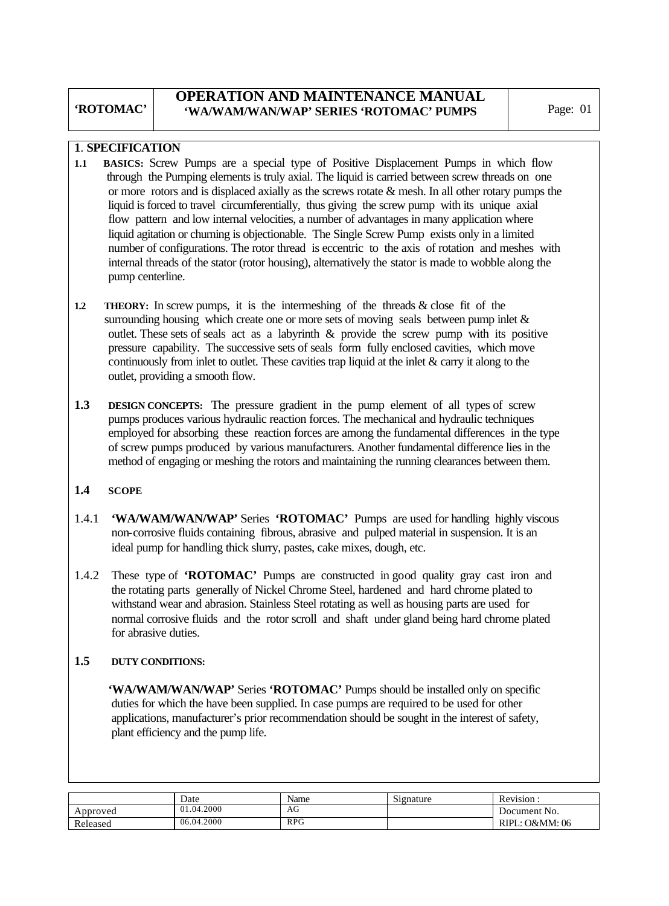## 1. SPECIFICATION

**1.1 BASICS:** Screw Pumps are a special type of Positive Displacement Pumps in which flow through the Pumping elements is truly axial. The liquid is carried between screw threads on one or more rotors and is displaced axially as the screws rotate & mesh. In all other rotary pumps the liquid is forced to travel circumferentially, thus giving the screw pump with its unique axial flow pattern and low internal velocities, a number of advantages in many application where liquid agitation or churning is objectionable. The Single Screw Pump exists only in a limited number of configurations. The rotor thread is eccentric to the axis of rotation and meshes with internal threads of the stator (rotor housing), alternatively the stator is made to wobble along the pump centerline.

**1.2 THEORY:** In screw pumps, it is the intermeshing of the threads & close fit of the surrounding housing which create one or more sets of moving seals between pump inlet & outlet. These sets of seals act as a labyrinth & provide the screw pump with its positive pressure capability. The successive sets of seals form fully enclosed cavities, which move continuously from inlet to outlet. These cavities trap liquid at the inlet & carry it along to the outlet, providing a smooth flow.

**1.3 DESIGN CONCEPTS:** The pressure gradient in the pump element of all types of screw pumps produces various hydraulic reaction forces. The mechanical and hydraulic techniques employed for absorbing these reaction forces are among the fundamental differences in the type of screw pumps produced by various manufacturers. Another fundamental difference lies in the method of engaging or meshing the rotors and maintaining the running clearances between them.

**1.4 SCOPE**

1.4.1 **'WA/WAM/WAN/WAP'** Series **'ROTOMAC'** Pumps are used for handling highly viscous non-corrosive fluids containing fibrous, abrasive and pulped material in suspension. It is an ideal pump for handling thick slurry, pastes, cake mixes, dough, etc.

1.4.2 These type of **'ROTOMAC'** Pumps are constructed in good quality gray cast iron and the rotating parts generally of Nickel Chrome Steel, hardened and hard chrome plated to withstand wear and abrasion. Stainless Steel rotating as well as housing parts are used for normal corrosive fluids and the rotor scroll and shaft under gland being hard chrome plated for abrasive duties.

**1.5 DUTY CONDITIONS:**

**'WA/WAM/WAN/WAP'** Series **'ROTOMAC'** Pumps should be installed only on specific duties for which the have been supplied. In case pumps are required to be used for other applications, manufacturer's prior recommendation should be sought in the interest of safety, plant efficiency and the pump life.

| | Date | Name | Signature | Revision : |
|---|---|---|---|---|
| Approved | 01.04.2000 | AG | | Document No. |
| Released | 06.04.2000 | RPG | | RIPL: O&MM: 06 |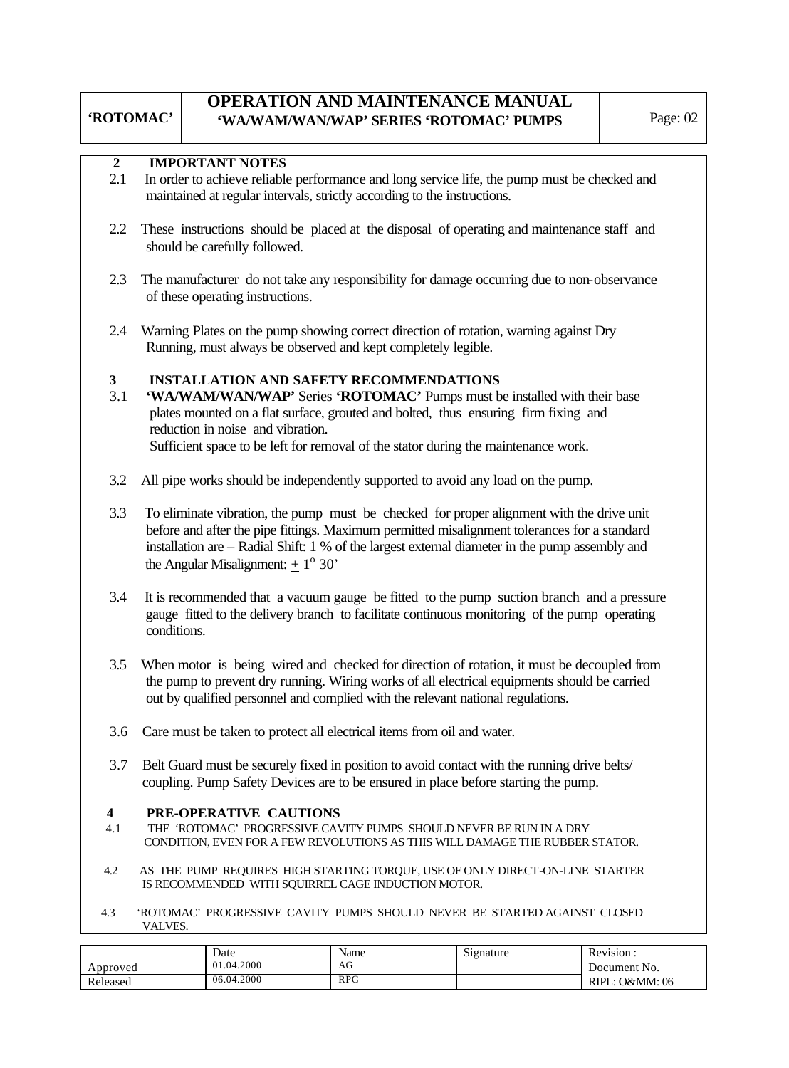## 2 IMPORTANT NOTES

2.1 In order to achieve reliable performance and long service life, the pump must be checked and maintained at regular intervals, strictly according to the instructions.

2.2 These instructions should be placed at the disposal of operating and maintenance staff and should be carefully followed.

2.3 The manufacturer do not take any responsibility for damage occurring due to non-observance of these operating instructions.

2.4 Warning Plates on the pump showing correct direction of rotation, warning against Dry Running, must always be observed and kept completely legible.

## 3 INSTALLATION AND SAFETY RECOMMENDATIONS

3.1 **'WA/WAM/WAN/WAP'** Series **'ROTOMAC'** Pumps must be installed with their base plates mounted on a flat surface, grouted and bolted, thus ensuring firm fixing and reduction in noise and vibration.
Sufficient space to be left for removal of the stator during the maintenance work.

3.2 All pipe works should be independently supported to avoid any load on the pump.

3.3 To eliminate vibration, the pump must be checked for proper alignment with the drive unit before and after the pipe fittings. Maximum permitted misalignment tolerances for a standard installation are – Radial Shift: 1 % of the largest external diameter in the pump assembly and the Angular Misalignment: $\pm 1^{o}\ 30'$

3.4 It is recommended that a vacuum gauge be fitted to the pump suction branch and a pressure gauge fitted to the delivery branch to facilitate continuous monitoring of the pump operating conditions.

3.5 When motor is being wired and checked for direction of rotation, it must be decoupled from the pump to prevent dry running. Wiring works of all electrical equipments should be carried out by qualified personnel and complied with the relevant national regulations.

3.6 Care must be taken to protect all electrical items from oil and water.

3.7 Belt Guard must be securely fixed in position to avoid contact with the running drive belts/ coupling. Pump Safety Devices are to be ensured in place before starting the pump.

## 4 PRE-OPERATIVE CAUTIONS

4.1 THE 'ROTOMAC' PROGRESSIVE CAVITY PUMPS SHOULD NEVER BE RUN IN A DRY CONDITION, EVEN FOR A FEW REVOLUTIONS AS THIS WILL DAMAGE THE RUBBER STATOR.

4.2 AS THE PUMP REQUIRES HIGH STARTING TORQUE, USE OF ONLY DIRECT-ON-LINE STARTER IS RECOMMENDED WITH SQUIRREL CAGE INDUCTION MOTOR.

4.3 'ROTOMAC' PROGRESSIVE CAVITY PUMPS SHOULD NEVER BE STARTED AGAINST CLOSED VALVES.

| | Date | Name | Signature | Revision : |
|---|---|---|---|---|
| Approved | 01.04.2000 | AG | | Document No. |
| Released | 06.04.2000 | RPG | | RIPL: O&MM: 06 |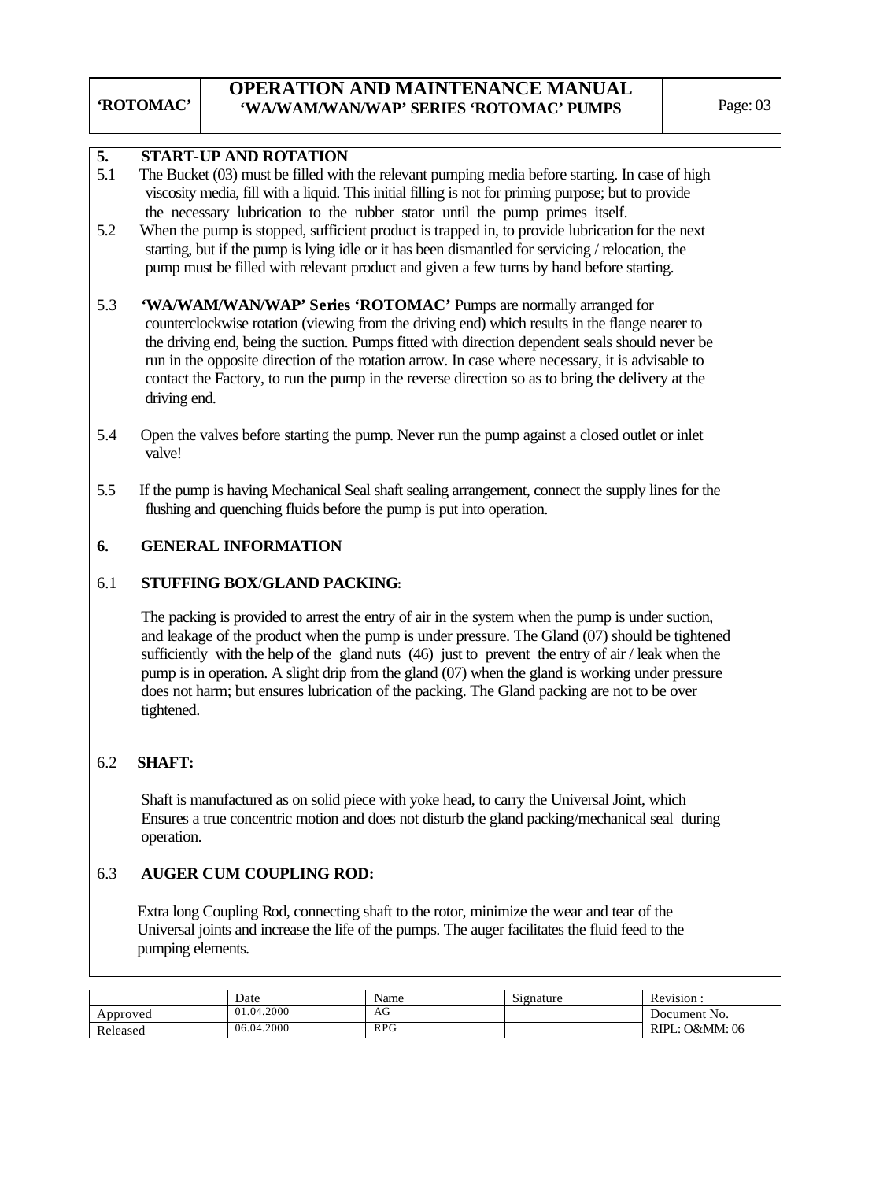## 5. START-UP AND ROTATION

5.1 The Bucket (03) must be filled with the relevant pumping media before starting. In case of high viscosity media, fill with a liquid. This initial filling is not for priming purpose; but to provide the necessary lubrication to the rubber stator until the pump primes itself.

5.2 When the pump is stopped, sufficient product is trapped in, to provide lubrication for the next starting, but if the pump is lying idle or it has been dismantled for servicing / relocation, the pump must be filled with relevant product and given a few turns by hand before starting.

5.3 **'WA/WAM/WAN/WAP' Series 'ROTOMAC'** Pumps are normally arranged for counterclockwise rotation (viewing from the driving end) which results in the flange nearer to the driving end, being the suction. Pumps fitted with direction dependent seals should never be run in the opposite direction of the rotation arrow. In case where necessary, it is advisable to contact the Factory, to run the pump in the reverse direction so as to bring the delivery at the driving end.

5.4 Open the valves before starting the pump. Never run the pump against a closed outlet or inlet valve!

5.5 If the pump is having Mechanical Seal shaft sealing arrangement, connect the supply lines for the flushing and quenching fluids before the pump is put into operation.

## 6. GENERAL INFORMATION

### 6.1 STUFFING BOX/GLAND PACKING:

The packing is provided to arrest the entry of air in the system when the pump is under suction, and leakage of the product when the pump is under pressure. The Gland (07) should be tightened sufficiently with the help of the gland nuts (46) just to prevent the entry of air / leak when the pump is in operation. A slight drip from the gland (07) when the gland is working under pressure does not harm; but ensures lubrication of the packing. The Gland packing are not to be over tightened.

### 6.2 SHAFT:

Shaft is manufactured as on solid piece with yoke head, to carry the Universal Joint, which Ensures a true concentric motion and does not disturb the gland packing/mechanical seal during operation.

### 6.3 AUGER CUM COUPLING ROD:

Extra long Coupling Rod, connecting shaft to the rotor, minimize the wear and tear of the Universal joints and increase the life of the pumps. The auger facilitates the fluid feed to the pumping elements.

| | Date | Name | Signature | Revision : |
|---|---|---|---|---|
| Approved | 01.04.2000 | AG | | Document No. |
| Released | 06.04.2000 | RPG | | RIPL: O&MM: 06 |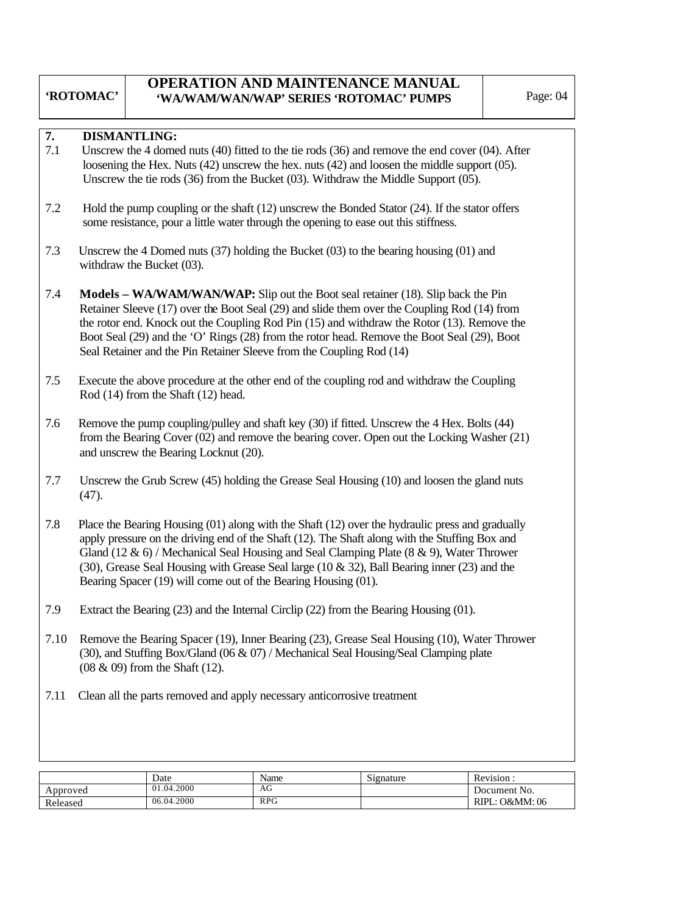## 7. DISMANTLING:

7.1 Unscrew the 4 domed nuts (40) fitted to the tie rods (36) and remove the end cover (04). After loosening the Hex. Nuts (42) unscrew the hex. nuts (42) and loosen the middle support (05). Unscrew the tie rods (36) from the Bucket (03). Withdraw the Middle Support (05).

7.2 Hold the pump coupling or the shaft (12) unscrew the Bonded Stator (24). If the stator offers some resistance, pour a little water through the opening to ease out this stiffness.

7.3 Unscrew the 4 Domed nuts (37) holding the Bucket (03) to the bearing housing (01) and withdraw the Bucket (03).

7.4 **Models – WA/WAM/WAN/WAP:** Slip out the Boot seal retainer (18). Slip back the Pin Retainer Sleeve (17) over the Boot Seal (29) and slide them over the Coupling Rod (14) from the rotor end. Knock out the Coupling Rod Pin (15) and withdraw the Rotor (13). Remove the Boot Seal (29) and the 'O' Rings (28) from the rotor head. Remove the Boot Seal (29), Boot Seal Retainer and the Pin Retainer Sleeve from the Coupling Rod (14)

7.5 Execute the above procedure at the other end of the coupling rod and withdraw the Coupling Rod (14) from the Shaft (12) head.

7.6 Remove the pump coupling/pulley and shaft key (30) if fitted. Unscrew the 4 Hex. Bolts (44) from the Bearing Cover (02) and remove the bearing cover. Open out the Locking Washer (21) and unscrew the Bearing Locknut (20).

7.7 Unscrew the Grub Screw (45) holding the Grease Seal Housing (10) and loosen the gland nuts (47).

7.8 Place the Bearing Housing (01) along with the Shaft (12) over the hydraulic press and gradually apply pressure on the driving end of the Shaft (12). The Shaft along with the Stuffing Box and Gland (12 & 6) / Mechanical Seal Housing and Seal Clamping Plate (8 & 9), Water Thrower (30), Grease Seal Housing with Grease Seal large (10 & 32), Ball Bearing inner (23) and the Bearing Spacer (19) will come out of the Bearing Housing (01).

7.9 Extract the Bearing (23) and the Internal Circlip (22) from the Bearing Housing (01).

7.10 Remove the Bearing Spacer (19), Inner Bearing (23), Grease Seal Housing (10), Water Thrower (30), and Stuffing Box/Gland (06 & 07) / Mechanical Seal Housing/Seal Clamping plate (08 & 09) from the Shaft (12).

7.11 Clean all the parts removed and apply necessary anticorrosive treatment

| | Date | Name | Signature | Revision : |
|---|---|---|---|---|
| Approved | 01.04.2000 | AG | | Document No. |
| Released | 06.04.2000 | RPG | | RIPL: O&MM: 06 |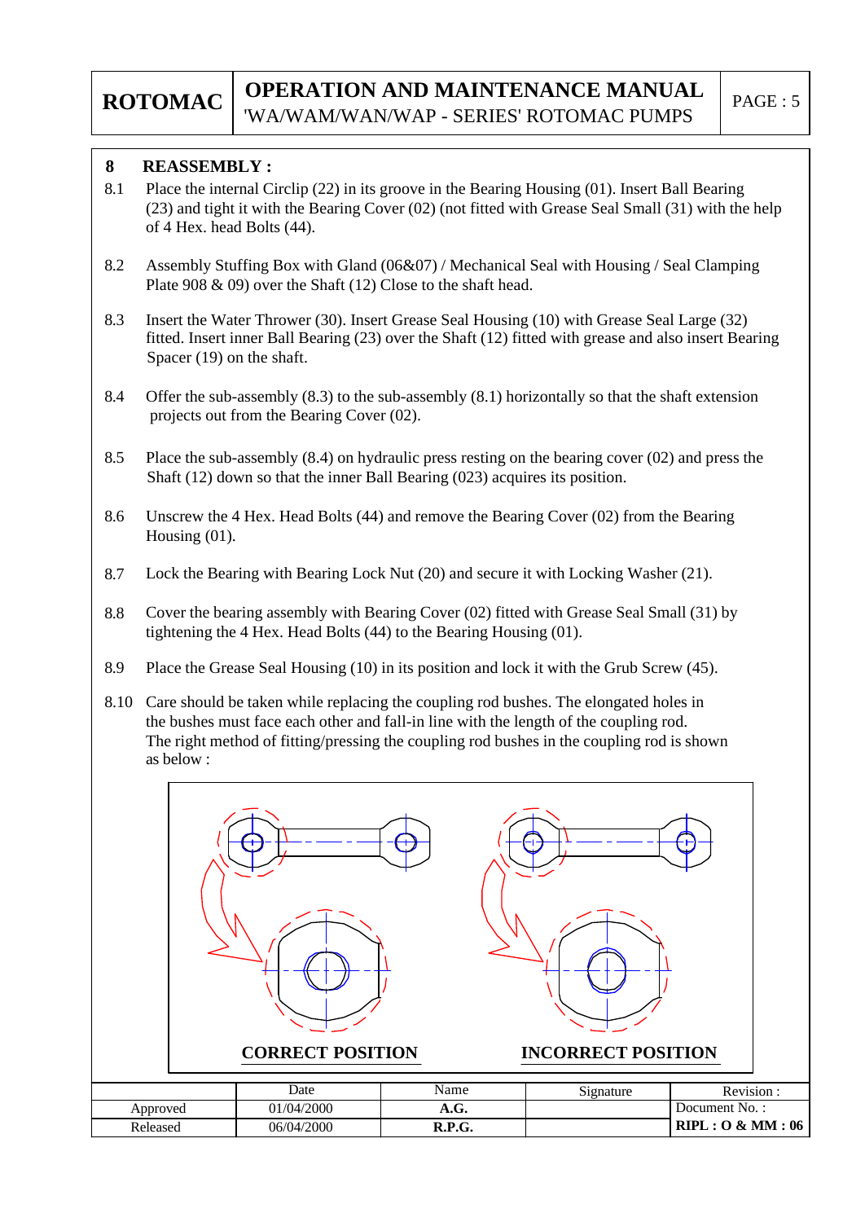## 8 REASSEMBLY :

8.1 Place the internal Circlip (22) in its groove in the Bearing Housing (01). Insert Ball Bearing (23) and tight it with the Bearing Cover (02) (not fitted with Grease Seal Small (31) with the help of 4 Hex. head Bolts (44).

8.2 Assembly Stuffing Box with Gland (06&07) / Mechanical Seal with Housing / Seal Clamping Plate 908 & 09) over the Shaft (12) Close to the shaft head.

8.3 Insert the Water Thrower (30). Insert Grease Seal Housing (10) with Grease Seal Large (32) fitted. Insert inner Ball Bearing (23) over the Shaft (12) fitted with grease and also insert Bearing Spacer (19) on the shaft.

8.4 Offer the sub-assembly (8.3) to the sub-assembly (8.1) horizontally so that the shaft extension projects out from the Bearing Cover (02).

8.5 Place the sub-assembly (8.4) on hydraulic press resting on the bearing cover (02) and press the Shaft (12) down so that the inner Ball Bearing (023) acquires its position.

8.6 Unscrew the 4 Hex. Head Bolts (44) and remove the Bearing Cover (02) from the Bearing Housing (01).

8.7 Lock the Bearing with Bearing Lock Nut (20) and secure it with Locking Washer (21).

8.8 Cover the bearing assembly with Bearing Cover (02) fitted with Grease Seal Small (31) by tightening the 4 Hex. Head Bolts (44) to the Bearing Housing (01).

8.9 Place the Grease Seal Housing (10) in its position and lock it with the Grub Screw (45).

8.10 Care should be taken while replacing the coupling rod bushes. The elongated holes in the bushes must face each other and fall-in line with the length of the coupling rod. The right method of fitting/pressing the coupling rod bushes in the coupling rod is shown as below :

**CORRECT POSITION** **INCORRECT POSITION**

| | Date | Name | Signature | Revision : |
|---|---|---|---|---|
| Approved | 01/04/2000 | **A.G.** | | Document No. : |
| Released | 06/04/2000 | **R.P.G.** | | **RIPL : O & MM : 06** |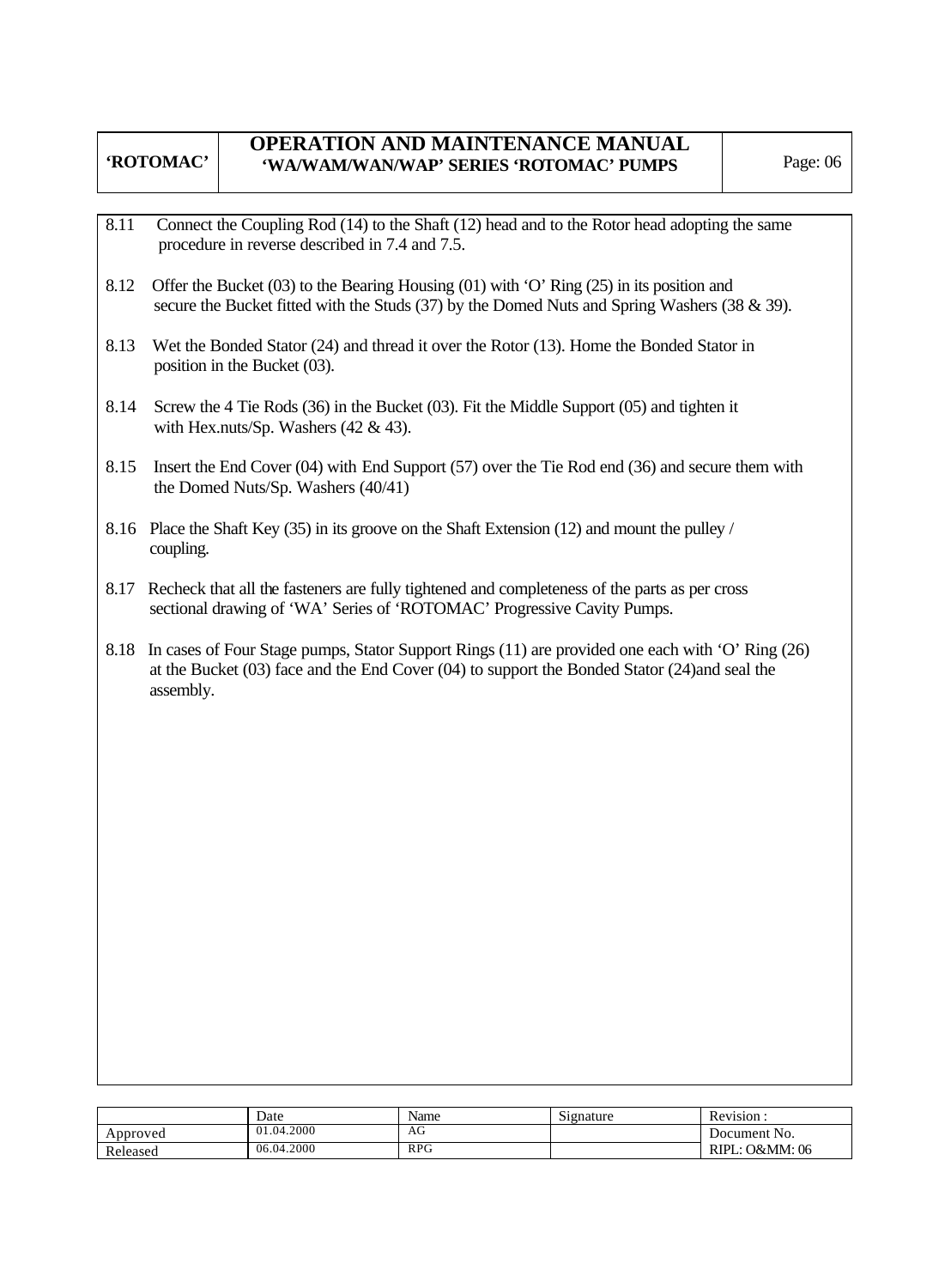8.11 Connect the Coupling Rod (14) to the Shaft (12) head and to the Rotor head adopting the same procedure in reverse described in 7.4 and 7.5.

8.12 Offer the Bucket (03) to the Bearing Housing (01) with 'O' Ring (25) in its position and secure the Bucket fitted with the Studs (37) by the Domed Nuts and Spring Washers (38 & 39).

8.13 Wet the Bonded Stator (24) and thread it over the Rotor (13). Home the Bonded Stator in position in the Bucket (03).

8.14 Screw the 4 Tie Rods (36) in the Bucket (03). Fit the Middle Support (05) and tighten it with Hex.nuts/Sp. Washers (42 & 43).

8.15 Insert the End Cover (04) with End Support (57) over the Tie Rod end (36) and secure them with the Domed Nuts/Sp. Washers (40/41)

8.16 Place the Shaft Key (35) in its groove on the Shaft Extension (12) and mount the pulley / coupling.

8.17 Recheck that all the fasteners are fully tightened and completeness of the parts as per cross sectional drawing of 'WA' Series of 'ROTOMAC' Progressive Cavity Pumps.

8.18 In cases of Four Stage pumps, Stator Support Rings (11) are provided one each with 'O' Ring (26) at the Bucket (03) face and the End Cover (04) to support the Bonded Stator (24)and seal the assembly.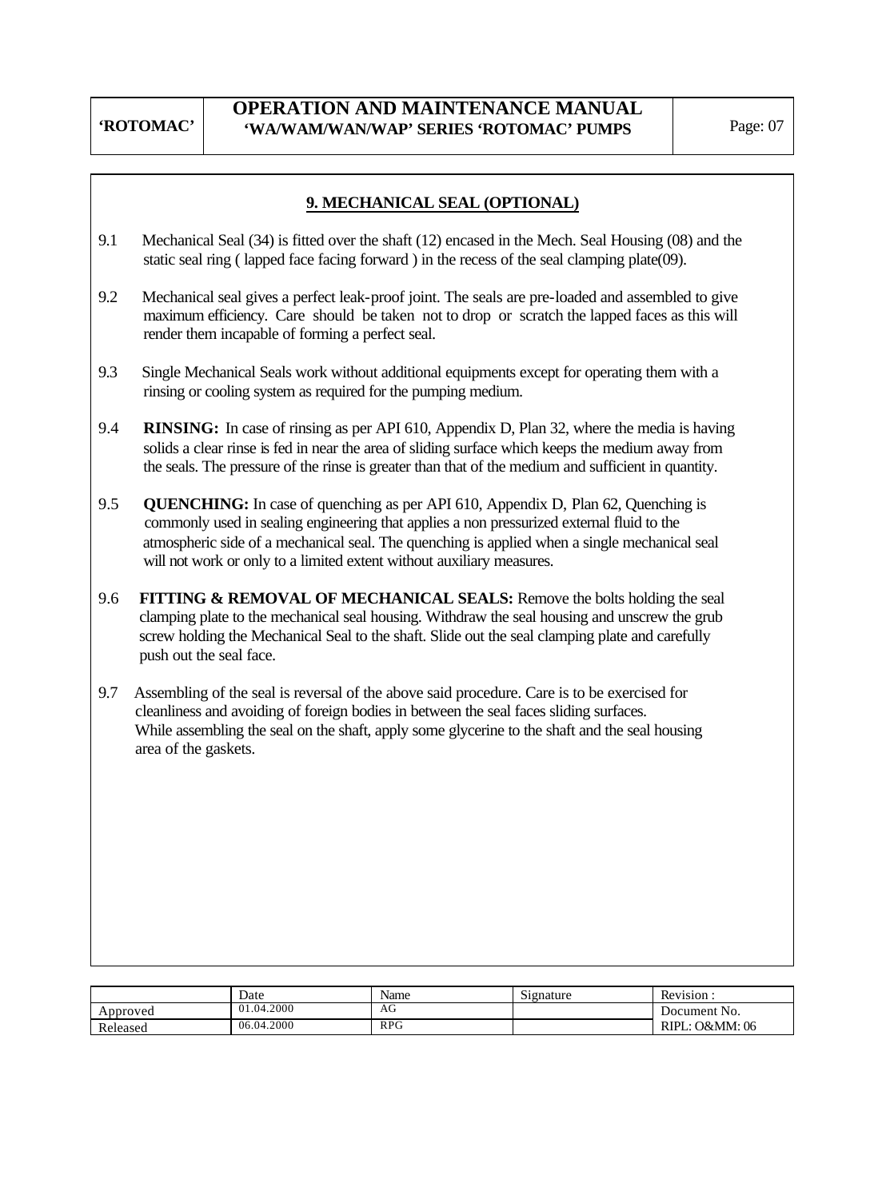## 9. MECHANICAL SEAL (OPTIONAL)

9.1 Mechanical Seal (34) is fitted over the shaft (12) encased in the Mech. Seal Housing (08) and the static seal ring ( lapped face facing forward ) in the recess of the seal clamping plate(09).

9.2 Mechanical seal gives a perfect leak-proof joint. The seals are pre-loaded and assembled to give maximum efficiency. Care should be taken not to drop or scratch the lapped faces as this will render them incapable of forming a perfect seal.

9.3 Single Mechanical Seals work without additional equipments except for operating them with a rinsing or cooling system as required for the pumping medium.

9.4 **RINSING:** In case of rinsing as per API 610, Appendix D, Plan 32, where the media is having solids a clear rinse is fed in near the area of sliding surface which keeps the medium away from the seals. The pressure of the rinse is greater than that of the medium and sufficient in quantity.

9.5 **QUENCHING:** In case of quenching as per API 610, Appendix D, Plan 62, Quenching is commonly used in sealing engineering that applies a non pressurized external fluid to the atmospheric side of a mechanical seal. The quenching is applied when a single mechanical seal will not work or only to a limited extent without auxiliary measures.

9.6 **FITTING & REMOVAL OF MECHANICAL SEALS:** Remove the bolts holding the seal clamping plate to the mechanical seal housing. Withdraw the seal housing and unscrew the grub screw holding the Mechanical Seal to the shaft. Slide out the seal clamping plate and carefully push out the seal face.

9.7 Assembling of the seal is reversal of the above said procedure. Care is to be exercised for cleanliness and avoiding of foreign bodies in between the seal faces sliding surfaces. While assembling the seal on the shaft, apply some glycerine to the shaft and the seal housing area of the gaskets.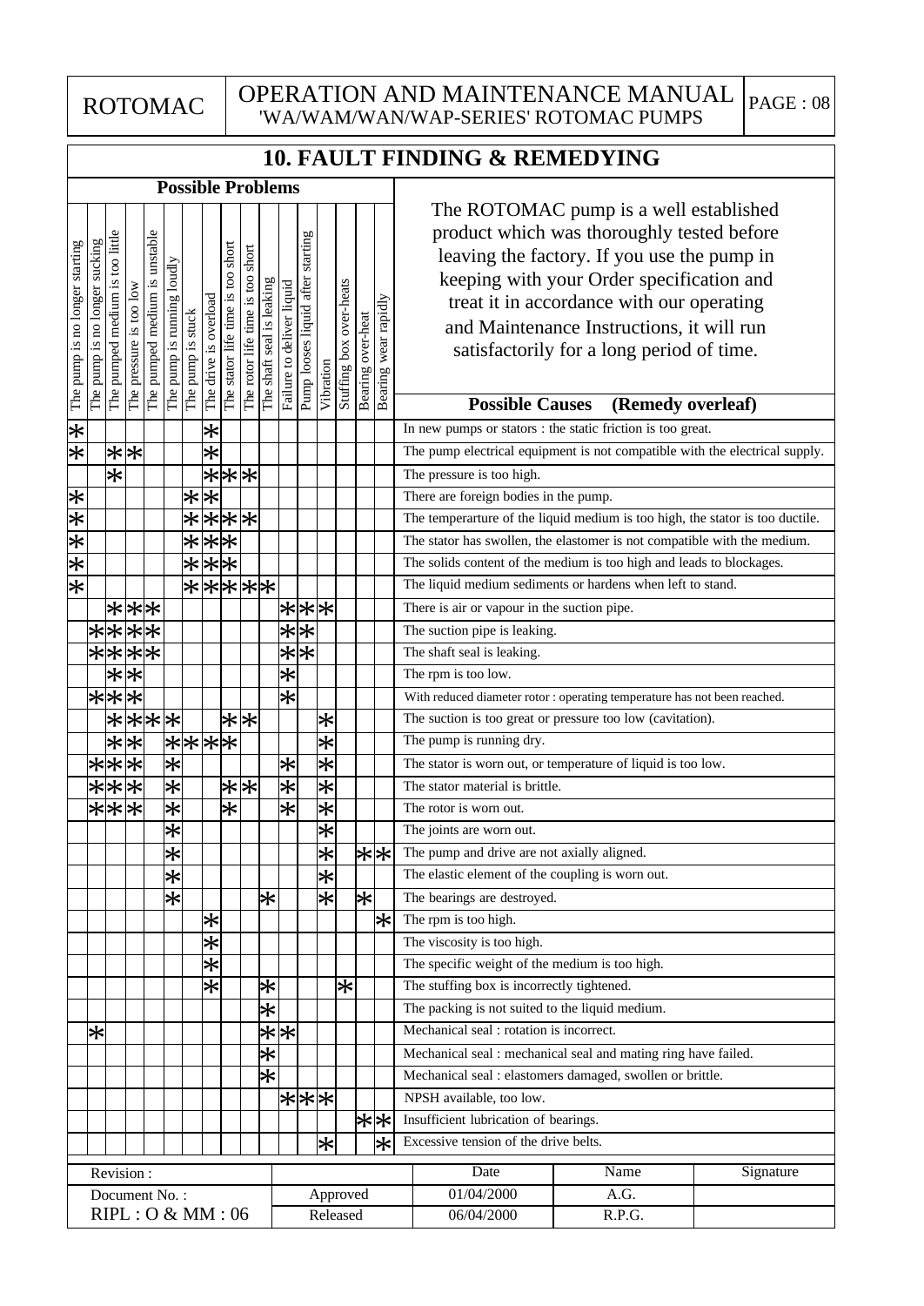# 10. FAULT FINDING & REMEDYING

The ROTOMAC pump is a well established product which was thoroughly tested before leaving the factory. If you use the pump in keeping with your Order specification and treat it in accordance with our operating and Maintenance Instructions, it will run satisfactorily for a long period of time.

**Possible Problems**

| The pump is no longer starting | The pump is no longer sucking | The pumped medium is too little | The pressure is too low | The pumped medium is unstable | The pump is running loudly | The pump is stuck | The drive is overload | The stator life time is too short | The rotor life time is too short | The shaft seal is leaking | Failure to deliver liquid | Pump looses liquid after starting | Vibration | Stuffing box over-heats | Bearing over-heat | Bearing wear rapidly | **Possible Causes (Remedy overleaf)** |
|---|---|---|---|---|---|---|---|---|---|---|---|---|---|---|---|---|---|
| * | | | | | | | * | | | | | | | | | | In new pumps or stators : the static friction is too great. |
| * | | * | * | | | | * | | | | | | | | | | The pump electrical equipment is not compatible with the electrical supply. |
| | | * | | | | | * | * | * | | | | | | | | The pressure is too high. |
| * | | | | | | * | * | | | | | | | | | | There are foreign bodies in the pump. |
| * | | | | | | * | * | * | * | | | | | | | | The temperarture of the liquid medium is too high, the stator is too ductile. |
| * | | | | | | * | * | * | | | | | | | | | The stator has swollen, the elastomer is not compatible with the medium. |
| * | | | | | | * | * | * | | | | | | | | | The solids content of the medium is too high and leads to blockages. |
| * | | | | | | * | * | * | * | * | | | | | | | The liquid medium sediments or hardens when left to stand. |
| | | * | * | * | | | | | | | * | * | * | | | | There is air or vapour in the suction pipe. |
| | * | * | * | * | | | | | | | * | * | | | | | The suction pipe is leaking. |
| | * | * | * | * | | | | | | | * | * | | | | | The shaft seal is leaking. |
| | | * | * | | | | | | | | * | | | | | | The rpm is too low. |
| | * | * | * | | | | | | | | * | | | | | | With reduced diameter rotor : operating temperature has not been reached. |
| | | * | * | * | * | | | * | * | | | | * | | | | The suction is too great or pressure too low (cavitation). |
| | | * | * | | * | * | * | * | | | | | * | | | | The pump is running dry. |
| | * | * | * | | * | | | | | | * | | * | | | | The stator is worn out, or temperature of liquid is too low. |
| | * | * | * | | * | | | * | * | | * | | * | | | | The stator material is brittle. |
| | * | * | * | | * | | | * | | | * | | * | | | | The rotor is worn out. |
| | | | | | * | | | | | | | | * | | | | The joints are worn out. |
| | | | | | * | | | | | | | | * | | * | * | The pump and drive are not axially aligned. |
| | | | | | * | | | | | | | | * | | | | The elastic element of the coupling is worn out. |
| | | | | | * | | | | | * | | | * | | * | | The bearings are destroyed. |
| | | | | | | | * | | | | | | | | | * | The rpm is too high. |
| | | | | | | | * | | | | | | | | | | The viscosity is too high. |
| | | | | | | | * | | | | | | | | | | The specific weight of the medium is too high. |
| | | | | | | | * | | | * | | | | * | | | The stuffing box is incorrectly tightened. |
| | | | | | | | | | | * | | | | | | | The packing is not suited to the liquid medium. |
| | * | | | | | | | | | * | * | | | | | | Mechanical seal : rotation is incorrect. |
| | | | | | | | | | | * | | | | | | | Mechanical seal : mechanical seal and mating ring have failed. |
| | | | | | | | | | | * | | | | | | | Mechanical seal : elastomers damaged, swollen or brittle. |
| | | | | | | | | | | | * | * | * | | | | NPSH available, too low. |
| | | | | | | | | | | | | | | | * | * | Insufficient lubrication of bearings. |
| | | | | | | | | | | | | | * | | | * | Excessive tension of the drive belts. |

| Revision : | | Date | Name | Signature |
|---|---|---|---|---|
| Document No. : | Approved | 01/04/2000 | A.G. | |
| RIPL : O & MM : 06 | Released | 06/04/2000 | R.P.G. | |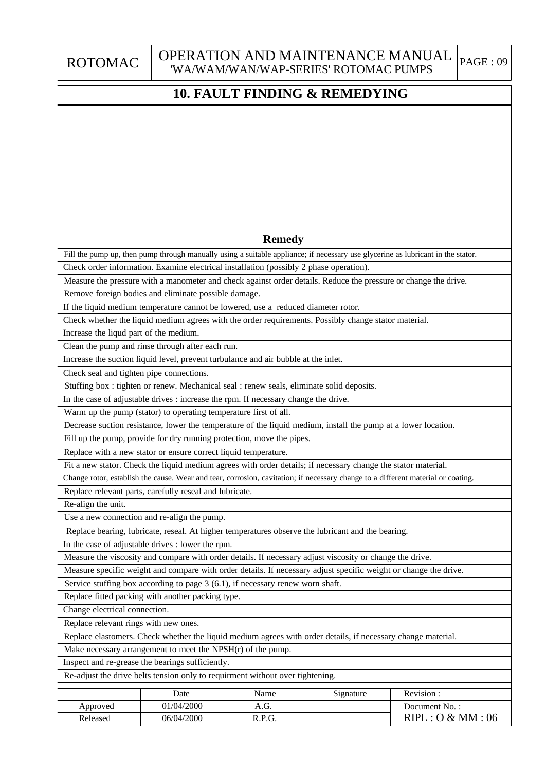## 10. FAULT FINDING & REMEDYING

| Remedy |
|---|
| Fill the pump up, then pump through manually using a suitable appliance; if necessary use glycerine as lubricant in the stator. |
| Check order information. Examine electrical installation (possibly 2 phase operation). |
| Measure the pressure with a manometer and check against order details. Reduce the pressure or change the drive. |
| Remove foreign bodies and eliminate possible damage. |
| If the liquid medium temperature cannot be lowered, use a reduced diameter rotor. |
| Check whether the liquid medium agrees with the order requirements. Possibly change stator material. |
| Increase the liqud part of the medium. |
| Clean the pump and rinse through after each run. |
| Increase the suction liquid level, prevent turbulance and air bubble at the inlet. |
| Check seal and tighten pipe connections. |
| Stuffing box : tighten or renew. Mechanical seal : renew seals, eliminate solid deposits. |
| In the case of adjustable drives : increase the rpm. If necessary change the drive. |
| Warm up the pump (stator) to operating temperature first of all. |
| Decrease suction resistance, lower the temperature of the liquid medium, install the pump at a lower location. |
| Fill up the pump, provide for dry running protection, move the pipes. |
| Replace with a new stator or ensure correct liquid temperature. |
| Fit a new stator. Check the liquid medium agrees with order details; if necessary change the stator material. |
| Change rotor, establish the cause. Wear and tear, corrosion, cavitation; if necessary change to a different material or coating. |
| Replace relevant parts, carefully reseal and lubricate. |
| Re-align the unit. |
| Use a new connection and re-align the pump. |
| Replace bearing, lubricate, reseal. At higher temperatures observe the lubricant and the bearing. |
| In the case of adjustable drives : lower the rpm. |
| Measure the viscosity and compare with order details. If necessary adjust viscosity or change the drive. |
| Measure specific weight and compare with order details. If necessary adjust specific weight or change the drive. |
| Service stuffing box according to page 3 (6.1), if necessary renew worn shaft. |
| Replace fitted packing with another packing type. |
| Change electrical connection. |
| Replace relevant rings with new ones. |
| Replace elastomers. Check whether the liquid medium agrees with order details, if necessary change material. |
| Make necessary arrangement to meet the NPSH(r) of the pump. |
| Inspect and re-grease the bearings sufficiently. |
| Re-adjust the drive belts tension only to requirment without over tightening. |

| | Date | Name | Signature | Revision : |
|---|---|---|---|---|
| Approved | 01/04/2000 | A.G. | | Document No. : |
| Released | 06/04/2000 | R.P.G. | | RIPL : O & MM : 06 |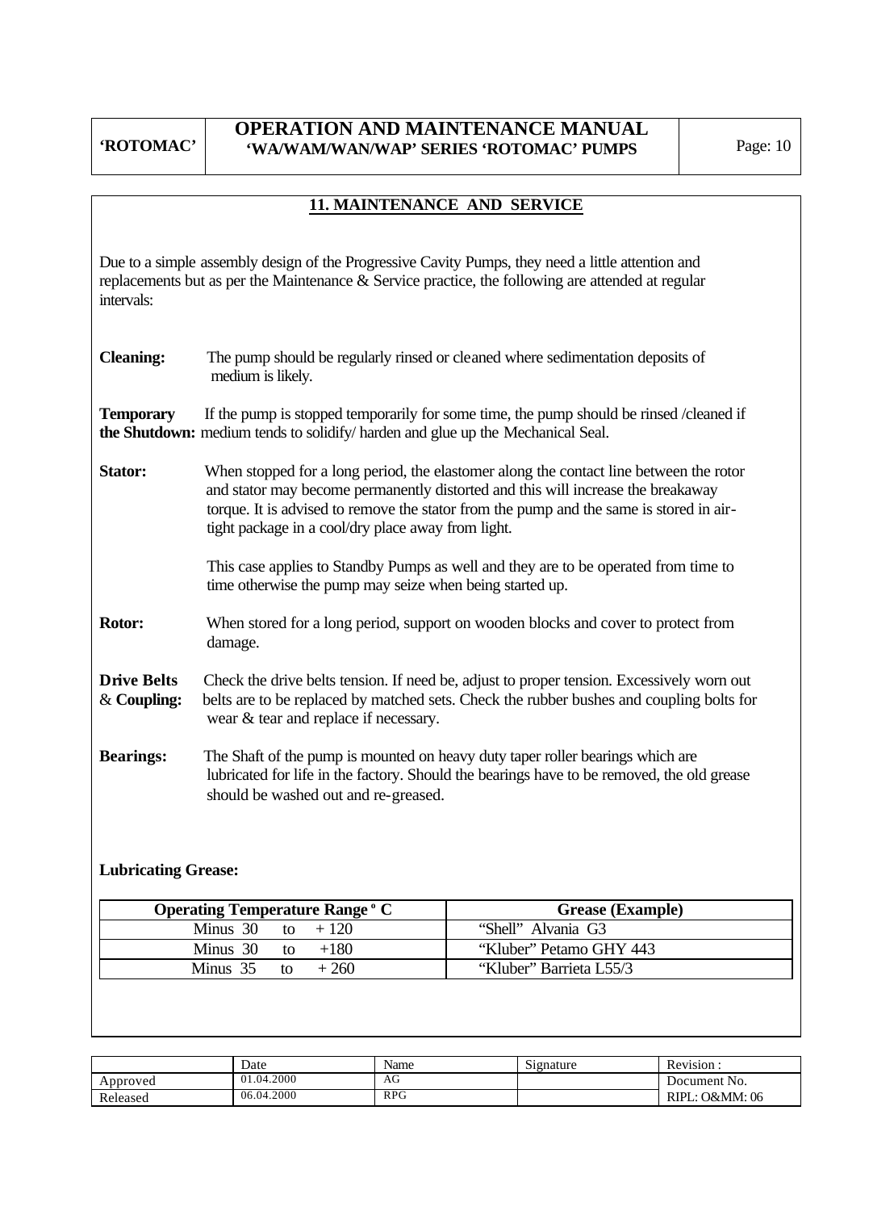## 11. MAINTENANCE AND SERVICE

Due to a simple assembly design of the Progressive Cavity Pumps, they need a little attention and replacements but as per the Maintenance & Service practice, the following are attended at regular intervals:

**Cleaning:** The pump should be regularly rinsed or cleaned where sedimentation deposits of medium is likely.

**Temporary the Shutdown:** If the pump is stopped temporarily for some time, the pump should be rinsed /cleaned if medium tends to solidify/ harden and glue up the Mechanical Seal.

**Stator:** When stopped for a long period, the elastomer along the contact line between the rotor and stator may become permanently distorted and this will increase the breakaway torque. It is advised to remove the stator from the pump and the same is stored in air-tight package in a cool/dry place away from light.

This case applies to Standby Pumps as well and they are to be operated from time to time otherwise the pump may seize when being started up.

**Rotor:** When stored for a long period, support on wooden blocks and cover to protect from damage.

**Drive Belts & Coupling:** Check the drive belts tension. If need be, adjust to proper tension. Excessively worn out belts are to be replaced by matched sets. Check the rubber bushes and coupling bolts for wear & tear and replace if necessary.

**Bearings:** The Shaft of the pump is mounted on heavy duty taper roller bearings which are lubricated for life in the factory. Should the bearings have to be removed, the old grease should be washed out and re-greased.

**Lubricating Grease:**

| Operating Temperature Range ° C | Grease (Example) |
|---|---|
| Minus 30 to + 120 | "Shell" Alvania G3 |
| Minus 30 to +180 | "Kluber" Petamo GHY 443 |
| Minus 35 to + 260 | "Kluber" Barrieta L55/3 |

| | Date | Name | Signature | Revision : |
|---|---|---|---|---|
| Approved | 01.04.2000 | AG | | Document No. |
| Released | 06.04.2000 | RPG | | RIPL: O&MM: 06 |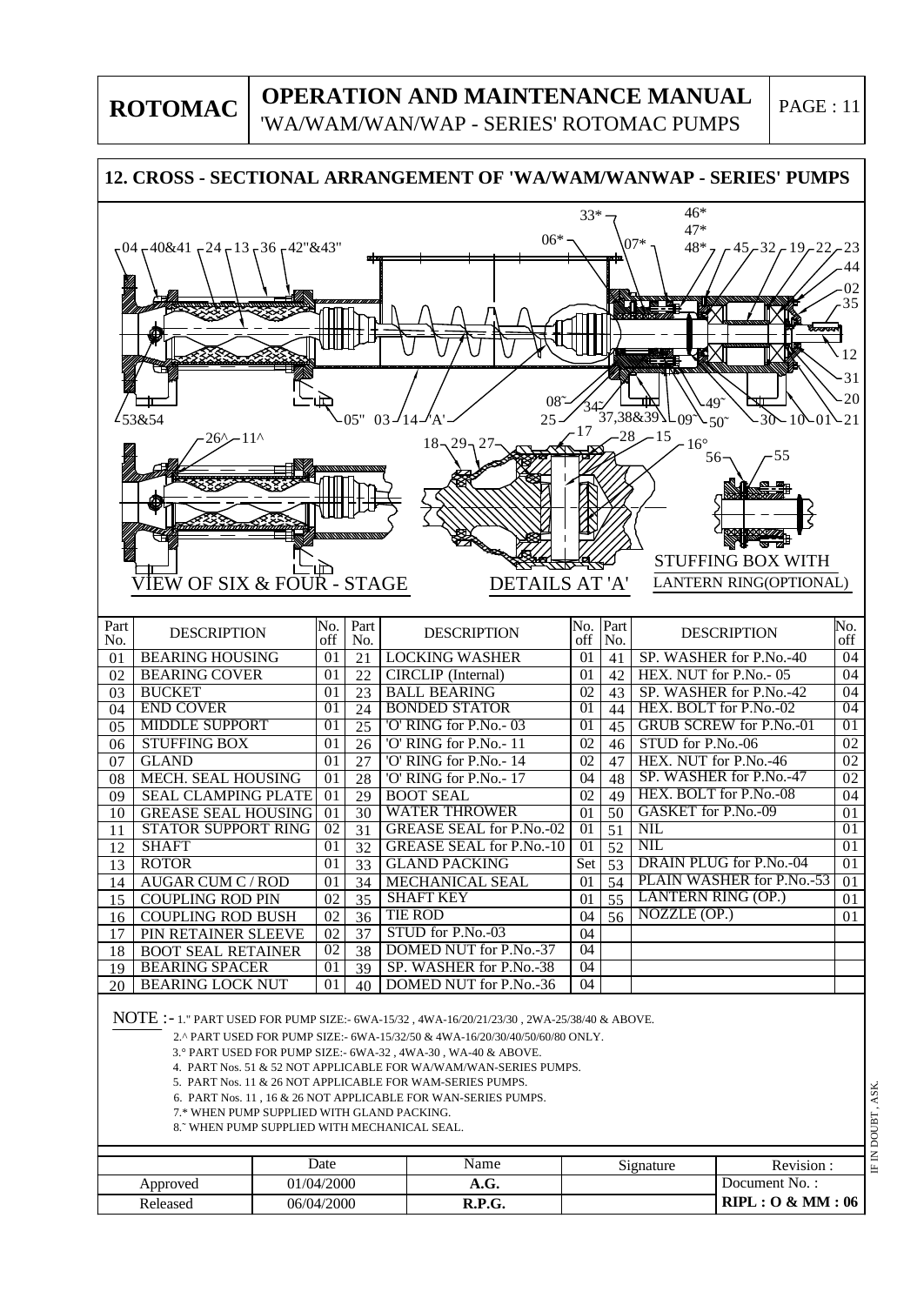## 12. CROSS - SECTIONAL ARRANGEMENT OF 'WA/WAM/WANWAP - SERIES' PUMPS

VIEW OF SIX & FOUR - STAGE

DETAILS AT 'A'

STUFFING BOX WITH LANTERN RING(OPTIONAL)

| Part No. | DESCRIPTION | No. off | Part No. | DESCRIPTION | No. off | Part No. | DESCRIPTION | No. off |
|---|---|---|---|---|---|---|---|---|
| 01 | BEARING HOUSING | 01 | 21 | LOCKING WASHER | 01 | 41 | SP. WASHER for P.No.-40 | 04 |
| 02 | BEARING COVER | 01 | 22 | CIRCLIP (Internal) | 01 | 42 | HEX. NUT for P.No.- 05 | 04 |
| 03 | BUCKET | 01 | 23 | BALL BEARING | 02 | 43 | SP. WASHER for P.No.-42 | 04 |
| 04 | END COVER | 01 | 24 | BONDED STATOR | 01 | 44 | HEX. BOLT for P.No.-02 | 04 |
| 05 | MIDDLE SUPPORT | 01 | 25 | 'O' RING for P.No.- 03 | 01 | 45 | GRUB SCREW for P.No.-01 | 01 |
| 06 | STUFFING BOX | 01 | 26 | 'O' RING for P.No.- 11 | 02 | 46 | STUD for P.No.-06 | 02 |
| 07 | GLAND | 01 | 27 | 'O' RING for P.No.- 14 | 02 | 47 | HEX. NUT for P.No.-46 | 02 |
| 08 | MECH. SEAL HOUSING | 01 | 28 | 'O' RING for P.No.- 17 | 04 | 48 | SP. WASHER for P.No.-47 | 02 |
| 09 | SEAL CLAMPING PLATE | 01 | 29 | BOOT SEAL | 02 | 49 | HEX. BOLT for P.No.-08 | 04 |
| 10 | GREASE SEAL HOUSING | 01 | 30 | WATER THROWER | 01 | 50 | GASKET for P.No.-09 | 01 |
| 11 | STATOR SUPPORT RING | 02 | 31 | GREASE SEAL for P.No.-02 | 01 | 51 | NIL | 01 |
| 12 | SHAFT | 01 | 32 | GREASE SEAL for P.No.-10 | 01 | 52 | NIL | 01 |
| 13 | ROTOR | 01 | 33 | GLAND PACKING | Set | 53 | DRAIN PLUG for P.No.-04 | 01 |
| 14 | AUGAR CUM C / ROD | 01 | 34 | MECHANICAL SEAL | 01 | 54 | PLAIN WASHER for P.No.-53 | 01 |
| 15 | COUPLING ROD PIN | 02 | 35 | SHAFT KEY | 01 | 55 | LANTERN RING (OP.) | 01 |
| 16 | COUPLING ROD BUSH | 02 | 36 | TIE ROD | 04 | 56 | NOZZLE (OP.) | 01 |
| 17 | PIN RETAINER SLEEVE | 02 | 37 | STUD for P.No.-03 | 04 | | | |
| 18 | BOOT SEAL RETAINER | 02 | 38 | DOMED NUT for P.No.-37 | 04 | | | |
| 19 | BEARING SPACER | 01 | 39 | SP. WASHER for P.No.-38 | 04 | | | |
| 20 | BEARING LOCK NUT | 01 | 40 | DOMED NUT for P.No.-36 | 04 | | | |

NOTE :- 1." PART USED FOR PUMP SIZE:- 6WA-15/32 , 4WA-16/20/21/23/30 , 2WA-25/38/40 & ABOVE.
2.^ PART USED FOR PUMP SIZE:- 6WA-15/32/50 & 4WA-16/20/30/40/50/60/80 ONLY.
3.° PART USED FOR PUMP SIZE:- 6WA-32 , 4WA-30 , WA-40 & ABOVE.
4. PART Nos. 51 & 52 NOT APPLICABLE FOR WA/WAM/WAN-SERIES PUMPS.
5. PART Nos. 11 & 26 NOT APPLICABLE FOR WAM-SERIES PUMPS.
6. PART Nos. 11 , 16 & 26 NOT APPLICABLE FOR WAN-SERIES PUMPS.
7.* WHEN PUMP SUPPLIED WITH GLAND PACKING.
8.˜ WHEN PUMP SUPPLIED WITH MECHANICAL SEAL.

| | Date | Name | Signature | Revision : |
|---|---|---|---|---|
| Approved | 01/04/2000 | **A.G.** | | Document No. : |
| Released | 06/04/2000 | **R.P.G.** | | **RIPL : O & MM : 06** |

IF IN DOUBT , ASK.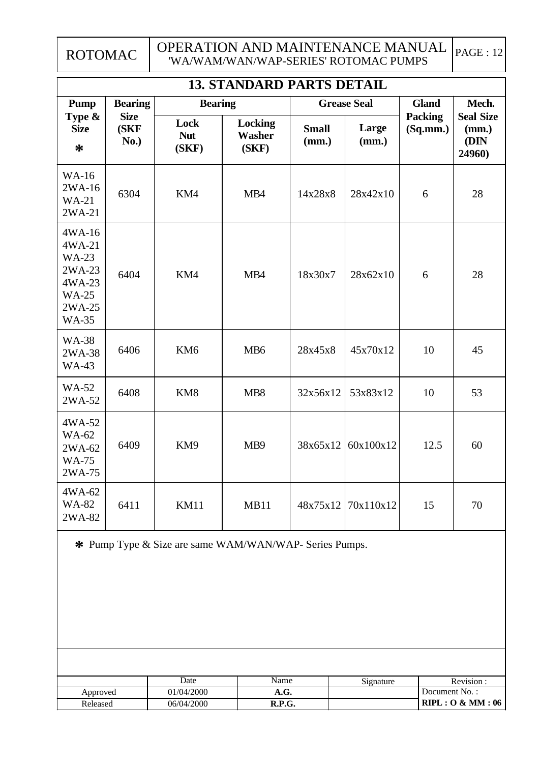## 13. STANDARD PARTS DETAIL

| Pump Type & Size * | Bearing Size (SKF No.) | Bearing | | Grease Seal | | Gland Packing (Sq.mm.) | Mech. Seal Size (mm.) (DIN 24960) |
|---|---|---|---|---|---|---|---|
| | | Lock Nut (SKF) | Locking Washer (SKF) | Small (mm.) | Large (mm.) | | |
| WA-16 2WA-16 WA-21 2WA-21 | 6304 | KM4 | MB4 | 14x28x8 | 28x42x10 | 6 | 28 |
| 4WA-16 4WA-21 WA-23 2WA-23 4WA-23 WA-25 2WA-25 WA-35 | 6404 | KM4 | MB4 | 18x30x7 | 28x62x10 | 6 | 28 |
| WA-38 2WA-38 WA-43 | 6406 | KM6 | MB6 | 28x45x8 | 45x70x12 | 10 | 45 |
| WA-52 2WA-52 | 6408 | KM8 | MB8 | 32x56x12 | 53x83x12 | 10 | 53 |
| 4WA-52 WA-62 2WA-62 WA-75 2WA-75 | 6409 | KM9 | MB9 | 38x65x12 | 60x100x12 | 12.5 | 60 |
| 4WA-62 WA-82 2WA-82 | 6411 | KM11 | MB11 | 48x75x12 | 70x110x12 | 15 | 70 |

* Pump Type & Size are same WAM/WAN/WAP- Series Pumps.

| | Date | Name | Signature | Revision : |
|---|---|---|---|---|
| Approved | 01/04/2000 | **A.G.** | | Document No. : |
| Released | 06/04/2000 | **R.P.G.** | | **RIPL : O & MM : 06** |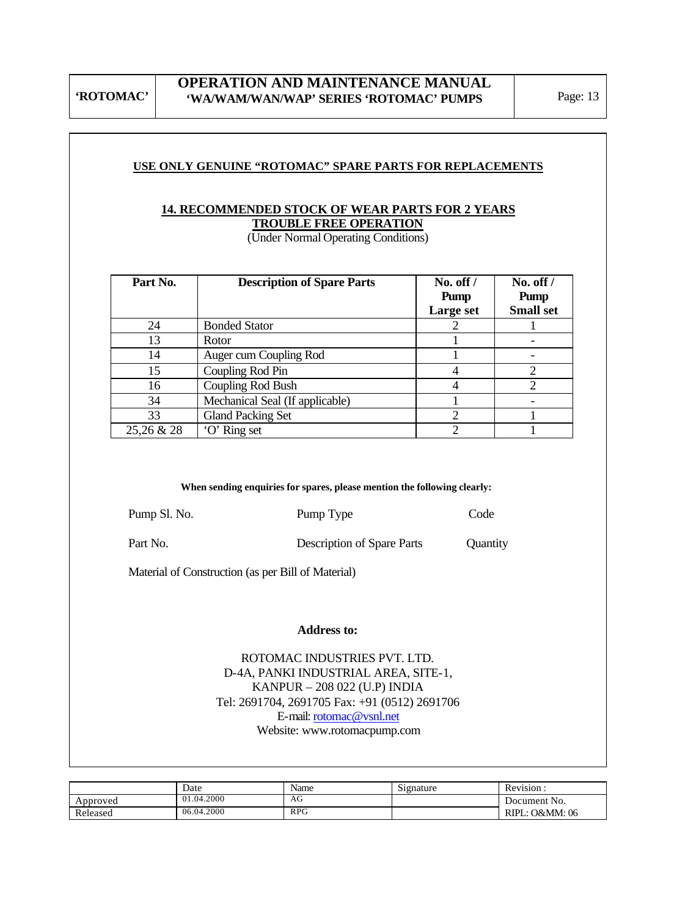**USE ONLY GENUINE "ROTOMAC" SPARE PARTS FOR REPLACEMENTS**

## 14. RECOMMENDED STOCK OF WEAR PARTS FOR 2 YEARS TROUBLE FREE OPERATION

(Under Normal Operating Conditions)

| Part No. | Description of Spare Parts | No. off / Pump Large set | No. off / Pump Small set |
|---|---|---|---|
| 24 | Bonded Stator | 2 | 1 |
| 13 | Rotor | 1 | - |
| 14 | Auger cum Coupling Rod | 1 | - |
| 15 | Coupling Rod Pin | 4 | 2 |
| 16 | Coupling Rod Bush | 4 | 2 |
| 34 | Mechanical Seal (If applicable) | 1 | - |
| 33 | Gland Packing Set | 2 | 1 |
| 25,26 & 28 | 'O' Ring set | 2 | 1 |

**When sending enquiries for spares, please mention the following clearly:**

Pump Sl. No. Pump Type Code

Part No. Description of Spare Parts Quantity

Material of Construction (as per Bill of Material)

**Address to:**

ROTOMAC INDUSTRIES PVT. LTD.
D-4A, PANKI INDUSTRIAL AREA, SITE-1,
KANPUR – 208 022 (U.P) INDIA
Tel: 2691704, 2691705 Fax: +91 (0512) 2691706
E-mail: rotomac@vsnl.net
Website: www.rotomacpump.com

| | Date | Name | Signature | Revision : |
|---|---|---|---|---|
| Approved | 01.04.2000 | AG | | Document No. |
| Released | 06.04.2000 | RPG | | RIPL: O&MM: 06 |